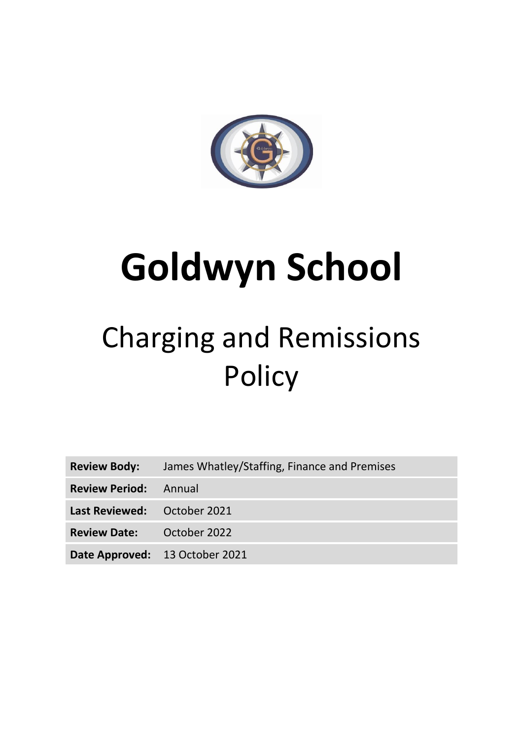# Goldwyn School

## Charging and Remissions Policy

| | |
|---|---|
| **Review Body:** | James Whatley/Staffing, Finance and Premises |
| **Review Period:** | Annual |
| **Last Reviewed:** | October 2021 |
| **Review Date:** | October 2022 |
| **Date Approved:** | 13 October 2021 |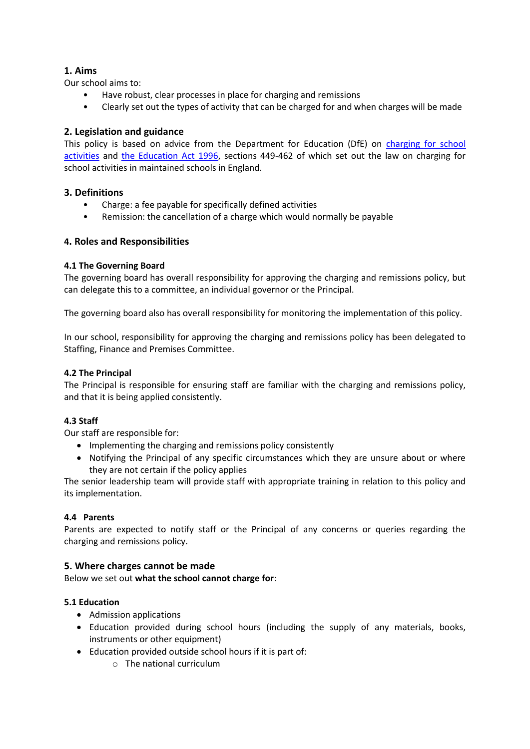## 1. Aims

Our school aims to:

- Have robust, clear processes in place for charging and remissions
- Clearly set out the types of activity that can be charged for and when charges will be made

## 2. Legislation and guidance

This policy is based on advice from the Department for Education (DfE) on charging for school activities and the Education Act 1996, sections 449-462 of which set out the law on charging for school activities in maintained schools in England.

## 3. Definitions

- Charge: a fee payable for specifically defined activities
- Remission: the cancellation of a charge which would normally be payable

## 4. Roles and Responsibilities

### 4.1 The Governing Board

The governing board has overall responsibility for approving the charging and remissions policy, but can delegate this to a committee, an individual governor or the Principal.

The governing board also has overall responsibility for monitoring the implementation of this policy.

In our school, responsibility for approving the charging and remissions policy has been delegated to Staffing, Finance and Premises Committee.

### 4.2 The Principal

The Principal is responsible for ensuring staff are familiar with the charging and remissions policy, and that it is being applied consistently.

### 4.3 Staff

Our staff are responsible for:

- Implementing the charging and remissions policy consistently
- Notifying the Principal of any specific circumstances which they are unsure about or where they are not certain if the policy applies

The senior leadership team will provide staff with appropriate training in relation to this policy and its implementation.

### 4.4 Parents

Parents are expected to notify staff or the Principal of any concerns or queries regarding the charging and remissions policy.

## 5. Where charges cannot be made

Below we set out **what the school cannot charge for**:

### 5.1 Education

- Admission applications
- Education provided during school hours (including the supply of any materials, books, instruments or other equipment)
- Education provided outside school hours if it is part of:
  - The national curriculum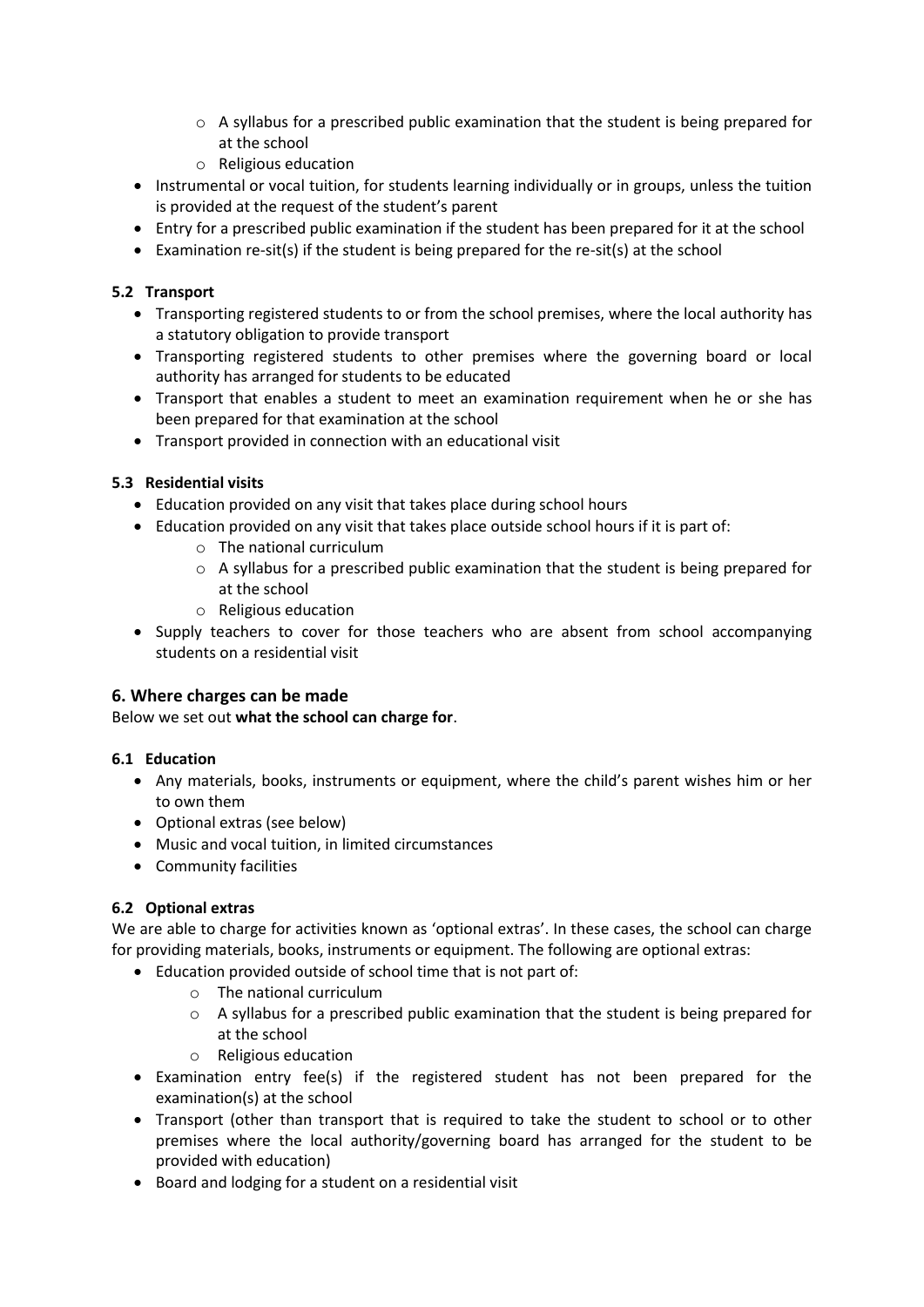- A syllabus for a prescribed public examination that the student is being prepared for at the school
    - Religious education
- Instrumental or vocal tuition, for students learning individually or in groups, unless the tuition is provided at the request of the student's parent
- Entry for a prescribed public examination if the student has been prepared for it at the school
- Examination re-sit(s) if the student is being prepared for the re-sit(s) at the school

### 5.2 Transport

- Transporting registered students to or from the school premises, where the local authority has a statutory obligation to provide transport
- Transporting registered students to other premises where the governing board or local authority has arranged for students to be educated
- Transport that enables a student to meet an examination requirement when he or she has been prepared for that examination at the school
- Transport provided in connection with an educational visit

### 5.3 Residential visits

- Education provided on any visit that takes place during school hours
- Education provided on any visit that takes place outside school hours if it is part of:
    - The national curriculum
    - A syllabus for a prescribed public examination that the student is being prepared for at the school
    - Religious education
- Supply teachers to cover for those teachers who are absent from school accompanying students on a residential visit

## 6. Where charges can be made

Below we set out **what the school can charge for**.

### 6.1 Education

- Any materials, books, instruments or equipment, where the child's parent wishes him or her to own them
- Optional extras (see below)
- Music and vocal tuition, in limited circumstances
- Community facilities

### 6.2 Optional extras

We are able to charge for activities known as 'optional extras'. In these cases, the school can charge for providing materials, books, instruments or equipment. The following are optional extras:

- Education provided outside of school time that is not part of:
    - The national curriculum
    - A syllabus for a prescribed public examination that the student is being prepared for at the school
    - Religious education
- Examination entry fee(s) if the registered student has not been prepared for the examination(s) at the school
- Transport (other than transport that is required to take the student to school or to other premises where the local authority/governing board has arranged for the student to be provided with education)
- Board and lodging for a student on a residential visit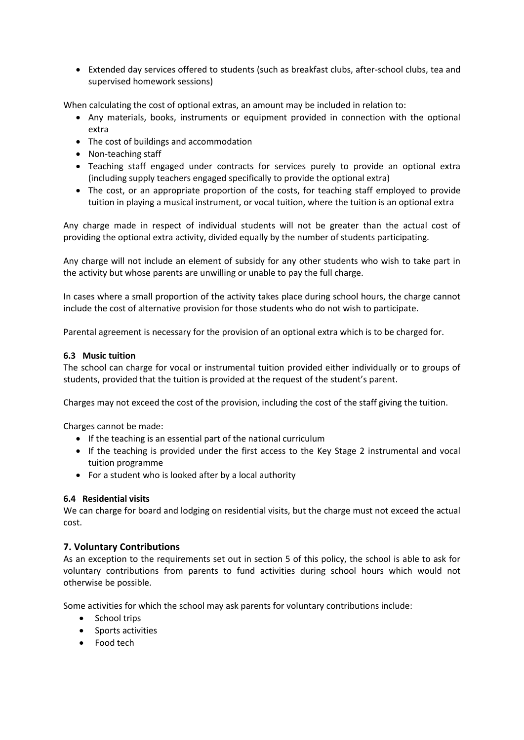- Extended day services offered to students (such as breakfast clubs, after-school clubs, tea and supervised homework sessions)

When calculating the cost of optional extras, an amount may be included in relation to:

- Any materials, books, instruments or equipment provided in connection with the optional extra
- The cost of buildings and accommodation
- Non-teaching staff
- Teaching staff engaged under contracts for services purely to provide an optional extra (including supply teachers engaged specifically to provide the optional extra)
- The cost, or an appropriate proportion of the costs, for teaching staff employed to provide tuition in playing a musical instrument, or vocal tuition, where the tuition is an optional extra

Any charge made in respect of individual students will not be greater than the actual cost of providing the optional extra activity, divided equally by the number of students participating.

Any charge will not include an element of subsidy for any other students who wish to take part in the activity but whose parents are unwilling or unable to pay the full charge.

In cases where a small proportion of the activity takes place during school hours, the charge cannot include the cost of alternative provision for those students who do not wish to participate.

Parental agreement is necessary for the provision of an optional extra which is to be charged for.

### 6.3 Music tuition

The school can charge for vocal or instrumental tuition provided either individually or to groups of students, provided that the tuition is provided at the request of the student's parent.

Charges may not exceed the cost of the provision, including the cost of the staff giving the tuition.

Charges cannot be made:

- If the teaching is an essential part of the national curriculum
- If the teaching is provided under the first access to the Key Stage 2 instrumental and vocal tuition programme
- For a student who is looked after by a local authority

### 6.4 Residential visits

We can charge for board and lodging on residential visits, but the charge must not exceed the actual cost.

## 7. Voluntary Contributions

As an exception to the requirements set out in section 5 of this policy, the school is able to ask for voluntary contributions from parents to fund activities during school hours which would not otherwise be possible.

Some activities for which the school may ask parents for voluntary contributions include:

- School trips
- Sports activities
- Food tech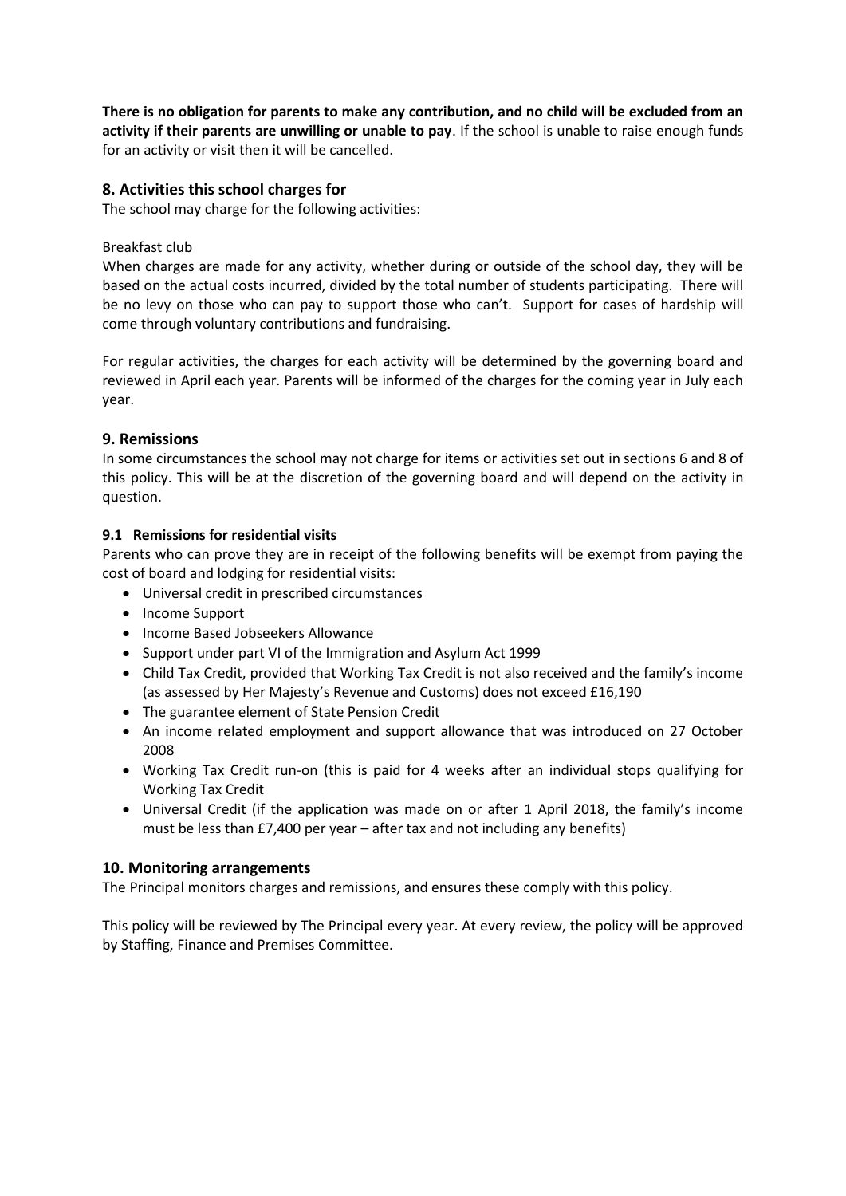**There is no obligation for parents to make any contribution, and no child will be excluded from an activity if their parents are unwilling or unable to pay**. If the school is unable to raise enough funds for an activity or visit then it will be cancelled.

## 8. Activities this school charges for

The school may charge for the following activities:

Breakfast club

When charges are made for any activity, whether during or outside of the school day, they will be based on the actual costs incurred, divided by the total number of students participating. There will be no levy on those who can pay to support those who can't. Support for cases of hardship will come through voluntary contributions and fundraising.

For regular activities, the charges for each activity will be determined by the governing board and reviewed in April each year. Parents will be informed of the charges for the coming year in July each year.

## 9. Remissions

In some circumstances the school may not charge for items or activities set out in sections 6 and 8 of this policy. This will be at the discretion of the governing board and will depend on the activity in question.

### 9.1 Remissions for residential visits

Parents who can prove they are in receipt of the following benefits will be exempt from paying the cost of board and lodging for residential visits:

- Universal credit in prescribed circumstances
- Income Support
- Income Based Jobseekers Allowance
- Support under part VI of the Immigration and Asylum Act 1999
- Child Tax Credit, provided that Working Tax Credit is not also received and the family's income (as assessed by Her Majesty's Revenue and Customs) does not exceed £16,190
- The guarantee element of State Pension Credit
- An income related employment and support allowance that was introduced on 27 October 2008
- Working Tax Credit run-on (this is paid for 4 weeks after an individual stops qualifying for Working Tax Credit
- Universal Credit (if the application was made on or after 1 April 2018, the family's income must be less than £7,400 per year – after tax and not including any benefits)

## 10. Monitoring arrangements

The Principal monitors charges and remissions, and ensures these comply with this policy.

This policy will be reviewed by The Principal every year. At every review, the policy will be approved by Staffing, Finance and Premises Committee.